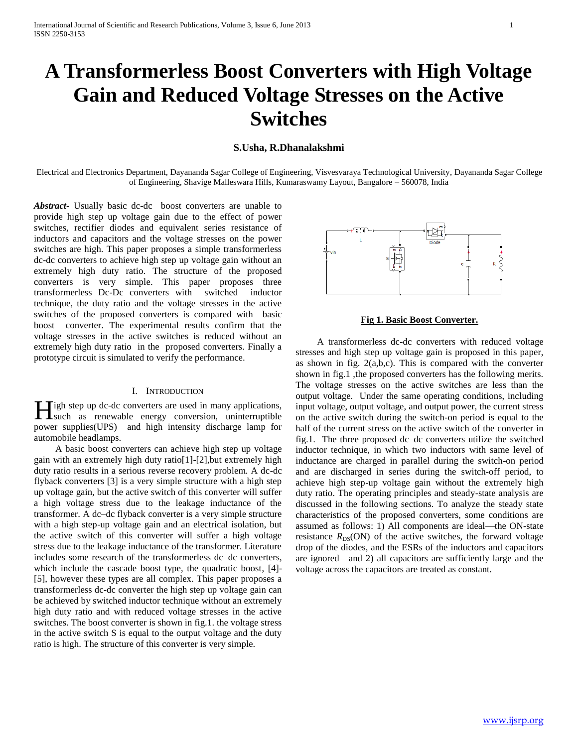# A Transformerless Boost Converters with High Voltage Gain and Reduced Voltage Stresses on the Active Switches

**S.Usha, R.Dhanalakshmi**

Electrical and Electronics Department, Dayananda Sagar College of Engineering, Visvesvaraya Technological University, Dayananda Sagar College of Engineering, Shavige Malleswara Hills, Kumaraswamy Layout, Bangalore – 560078, India

***Abstract-*** Usually basic dc-dc boost converters are unable to provide high step up voltage gain due to the effect of power switches, rectifier diodes and equivalent series resistance of inductors and capacitors and the voltage stresses on the power switches are high. This paper proposes a simple transformerless dc-dc converters to achieve high step up voltage gain without an extremely high duty ratio. The structure of the proposed converters is very simple. This paper proposes three transformerless Dc-Dc converters with switched inductor technique, the duty ratio and the voltage stresses in the active switches of the proposed converters is compared with basic boost converter. The experimental results confirm that the voltage stresses in the active switches is reduced without an extremely high duty ratio in the proposed converters. Finally a prototype circuit is simulated to verify the performance.

## I. Introduction

High step up dc-dc converters are used in many applications, such as renewable energy conversion, uninterruptible power supplies(UPS) and high intensity discharge lamp for automobile headlamps.

A basic boost converters can achieve high step up voltage gain with an extremely high duty ratio[1]-[2],but extremely high duty ratio results in a serious reverse recovery problem. A dc-dc flyback converters [3] is a very simple structure with a high step up voltage gain, but the active switch of this converter will suffer a high voltage stress due to the leakage inductance of the transformer. A dc–dc flyback converter is a very simple structure with a high step-up voltage gain and an electrical isolation, but the active switch of this converter will suffer a high voltage stress due to the leakage inductance of the transformer. Literature includes some research of the transformerless dc–dc converters, which include the cascade boost type, the quadratic boost, [4]-[5], however these types are all complex. This paper proposes a transformerless dc-dc converter the high step up voltage gain can be achieved by switched inductor technique without an extremely high duty ratio and with reduced voltage stresses in the active switches. The boost converter is shown in fig.1. the voltage stress in the active switch S is equal to the output voltage and the duty ratio is high. The structure of this converter is very simple.

**Fig 1. Basic Boost Converter.**

A transformerless dc-dc converters with reduced voltage stresses and high step up voltage gain is proposed in this paper, as shown in fig. 2(a,b,c). This is compared with the converter shown in fig.1 ,the proposed converters has the following merits. The voltage stresses on the active switches are less than the output voltage. Under the same operating conditions, including input voltage, output voltage, and output power, the current stress on the active switch during the switch-on period is equal to the half of the current stress on the active switch of the converter in fig.1. The three proposed dc–dc converters utilize the switched inductor technique, in which two inductors with same level of inductance are charged in parallel during the switch-on period and are discharged in series during the switch-off period, to achieve high step-up voltage gain without the extremely high duty ratio. The operating principles and steady-state analysis are discussed in the following sections. To analyze the steady state characteristics of the proposed converters, some conditions are assumed as follows: 1) All components are ideal—the ON-state resistance $R_{DS}$(ON) of the active switches, the forward voltage drop of the diodes, and the ESRs of the inductors and capacitors are ignored—and 2) all capacitors are sufficiently large and the voltage across the capacitors are treated as constant.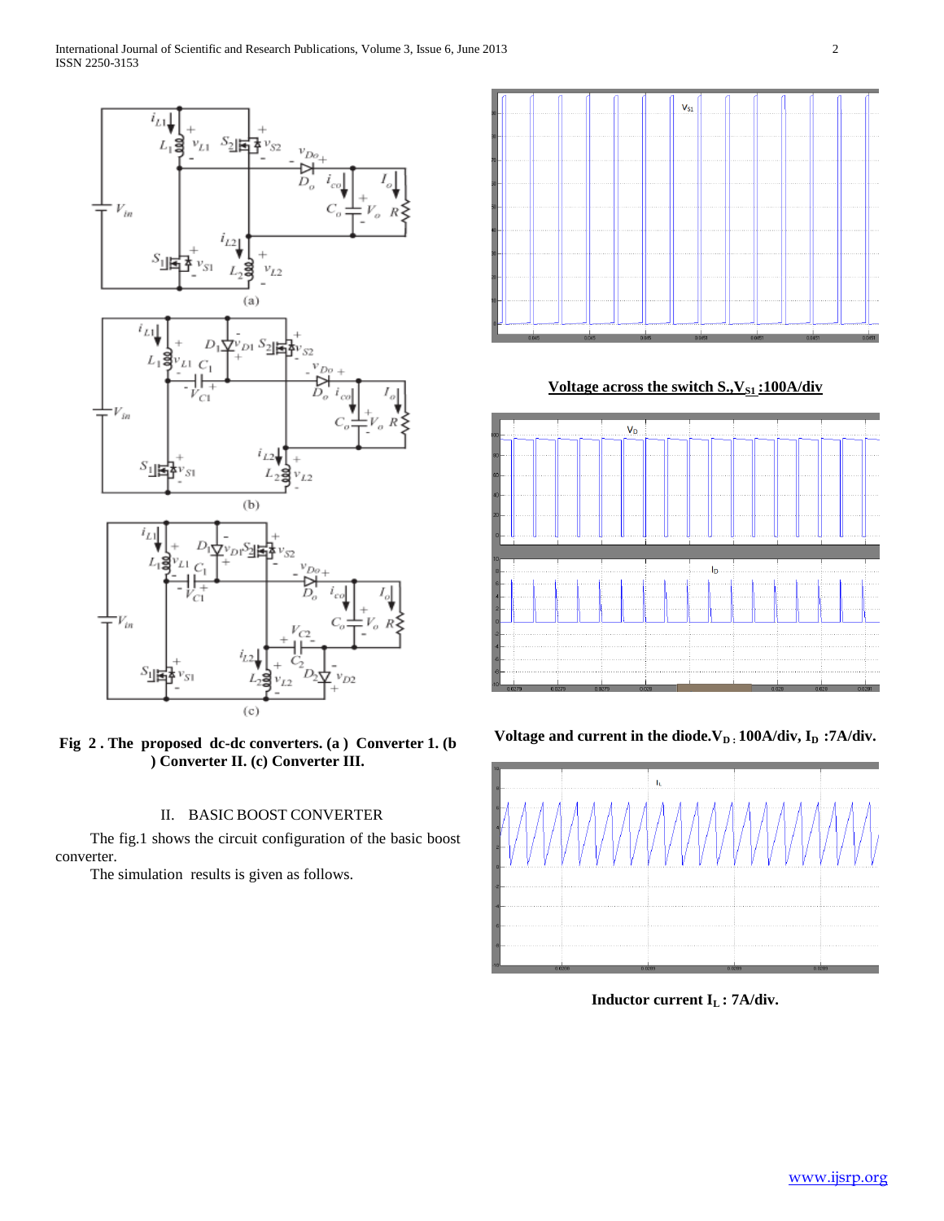Fig 2 . The proposed dc-dc converters. (a ) Converter 1. (b ) Converter II. (c) Converter III.

## II. BASIC BOOST CONVERTER

The fig.1 shows the circuit configuration of the basic boost converter.

The simulation results is given as follows.

**Voltage across the switch S.,$V_{S1}$ :100A/div**

**Voltage and current in the diode.$V_D$ : 100A/div, $I_D$ :7A/div.**

**Inductor current $I_L$ : 7A/div.**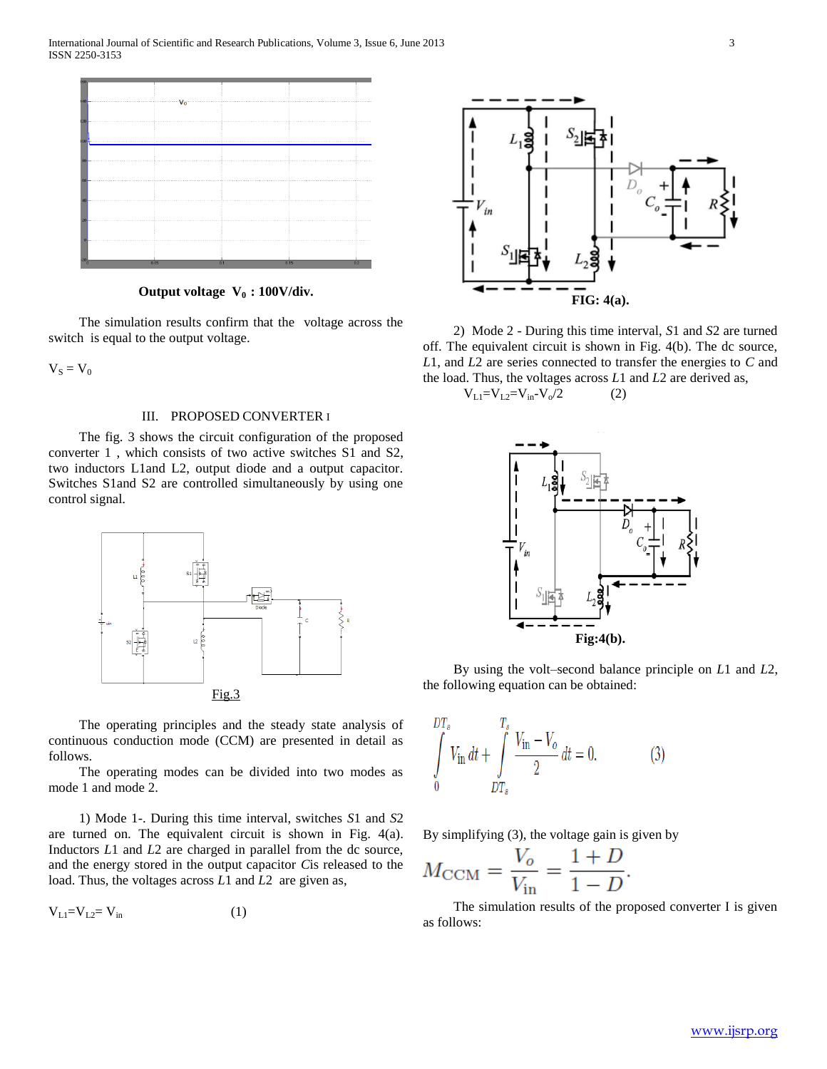**Output voltage $V_0$ : 100V/div.**

The simulation results confirm that the voltage across the switch is equal to the output voltage.

$V_S = V_0$

## III. PROPOSED CONVERTER I

The fig. 3 shows the circuit configuration of the proposed converter 1 , which consists of two active switches S1 and S2, two inductors L1and L2, output diode and a output capacitor. Switches S1and S2 are controlled simultaneously by using one control signal.

Fig.3

The operating principles and the steady state analysis of continuous conduction mode (CCM) are presented in detail as follows.

The operating modes can be divided into two modes as mode 1 and mode 2.

1) Mode 1-. During this time interval, switches *S*1 and *S*2 are turned on. The equivalent circuit is shown in Fig. 4(a). Inductors *L*1 and *L*2 are charged in parallel from the dc source, and the energy stored in the output capacitor *C*is released to the load. Thus, the voltages across *L*1 and *L*2 are given as,

$$V_{L1}=V_{L2}= V_{in} \qquad (1)$$

**FIG: 4(a).**

2) Mode 2 - During this time interval, *S*1 and *S*2 are turned off. The equivalent circuit is shown in Fig. 4(b). The dc source, *L*1, and *L*2 are series connected to transfer the energies to *C* and the load. Thus, the voltages across *L*1 and *L*2 are derived as,

$$V_{L1}=V_{L2}=V_{in}-V_o/2 \qquad (2)$$

**Fig:4(b).**

By using the volt–second balance principle on *L*1 and *L*2, the following equation can be obtained:

$$\int_0^{DT_s} V_{in}\, dt + \int_{DT_s}^{T_s} \frac{V_{in}-V_0}{2}\, dt = 0. \qquad (3)$$

By simplifying (3), the voltage gain is given by

$$M_{CCM} = \frac{V_o}{V_{in}} = \frac{1+D}{1-D}.$$

The simulation results of the proposed converter I is given as follows: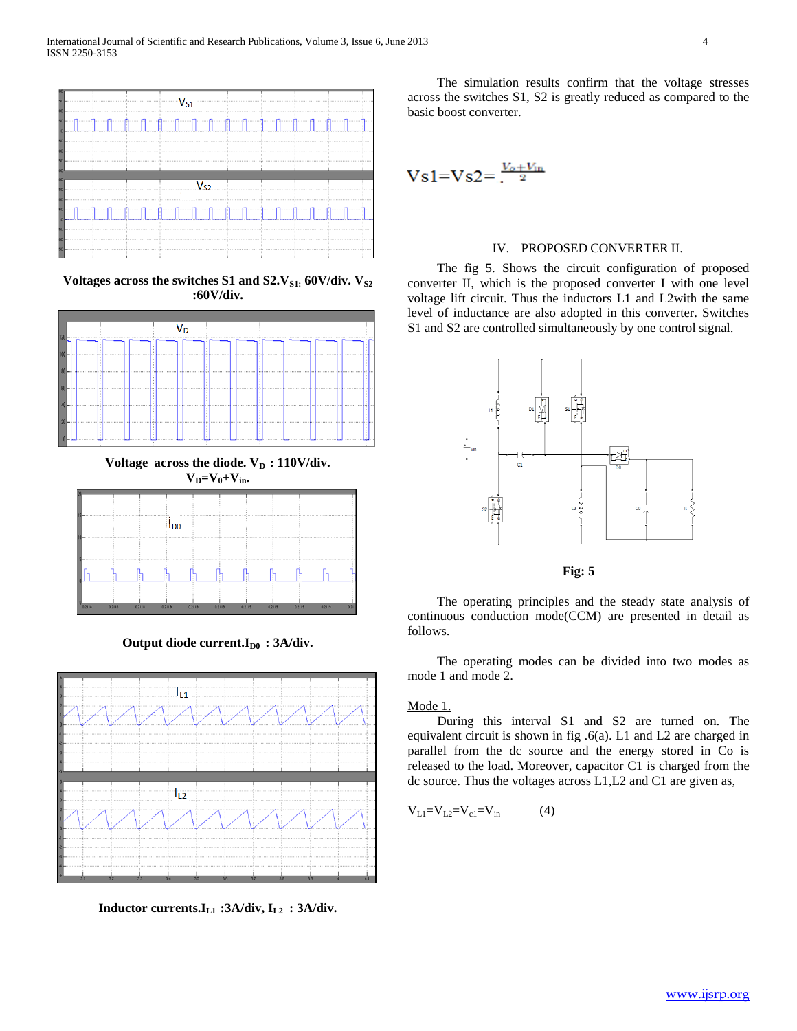Voltages across the switches S1 and S2. $V_{S1}$: 60V/div. $V_{S2}$ :60V/div.

Voltage across the diode. $V_D$ : 110V/div. $V_D=V_0+V_{in}$.

Output diode current. $I_{D0}$ : 3A/div.

Inductor currents. $I_{L1}$ :3A/div, $I_{L2}$ : 3A/div.

The simulation results confirm that the voltage stresses across the switches S1, S2 is greatly reduced as compared to the basic boost converter.

$$Vs1=Vs2=\frac{V_o+V_{in}}{2}$$

## IV. PROPOSED CONVERTER II.

The fig 5. Shows the circuit configuration of proposed converter II, which is the proposed converter I with one level voltage lift circuit. Thus the inductors L1 and L2with the same level of inductance are also adopted in this converter. Switches S1 and S2 are controlled simultaneously by one control signal.

Fig: 5

The operating principles and the steady state analysis of continuous conduction mode(CCM) are presented in detail as follows.

The operating modes can be divided into two modes as mode 1 and mode 2.

Mode 1.

During this interval S1 and S2 are turned on. The equivalent circuit is shown in fig .6(a). L1 and L2 are charged in parallel from the dc source and the energy stored in Co is released to the load. Moreover, capacitor C1 is charged from the dc source. Thus the voltages across L1,L2 and C1 are given as,

$$V_{L1}=V_{L2}=V_{c1}=V_{in} \qquad (4)$$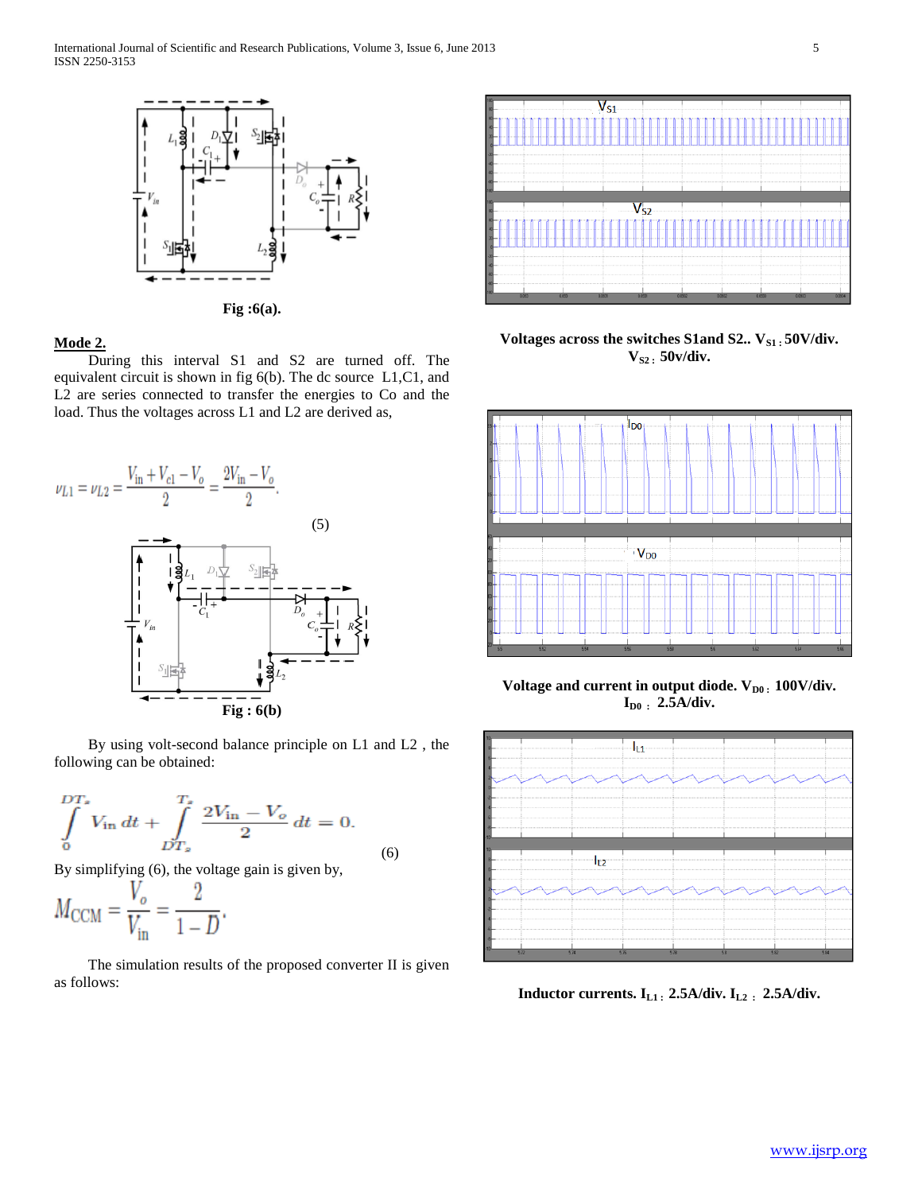Fig :6(a).

## Mode 2.

During this interval S1 and S2 are turned off. The equivalent circuit is shown in fig 6(b). The dc source L1,C1, and L2 are series connected to transfer the energies to Co and the load. Thus the voltages across L1 and L2 are derived as,

$$v_{L1} = v_{L2} = \frac{V_{\text{in}} + V_{\text{cl}} - V_o}{2} = \frac{2V_{\text{in}} - V_o}{2}. \tag{5}$$

Fig : 6(b)

By using volt-second balance principle on L1 and L2 , the following can be obtained:

$$\int_0^{DT_s} V_{\text{in}}\, dt + \int_{DT_s}^{T_s} \frac{2V_{\text{in}} - V_o}{2}\, dt = 0. \tag{6}$$

By simplifying (6), the voltage gain is given by,

$$M_{\text{CCM}} = \frac{V_o}{V_{\text{in}}} = \frac{2}{1-D}.$$

The simulation results of the proposed converter II is given as follows:

**Voltages across the switches S1and S2.. $V_{S1}$ : 50V/div. $V_{S2}$ : 50v/div.**

**Voltage and current in output diode. $V_{D0}$ : 100V/div. $I_{D0}$ : 2.5A/div.**

**Inductor currents. $I_{L1}$ : 2.5A/div. $I_{L2}$ : 2.5A/div.**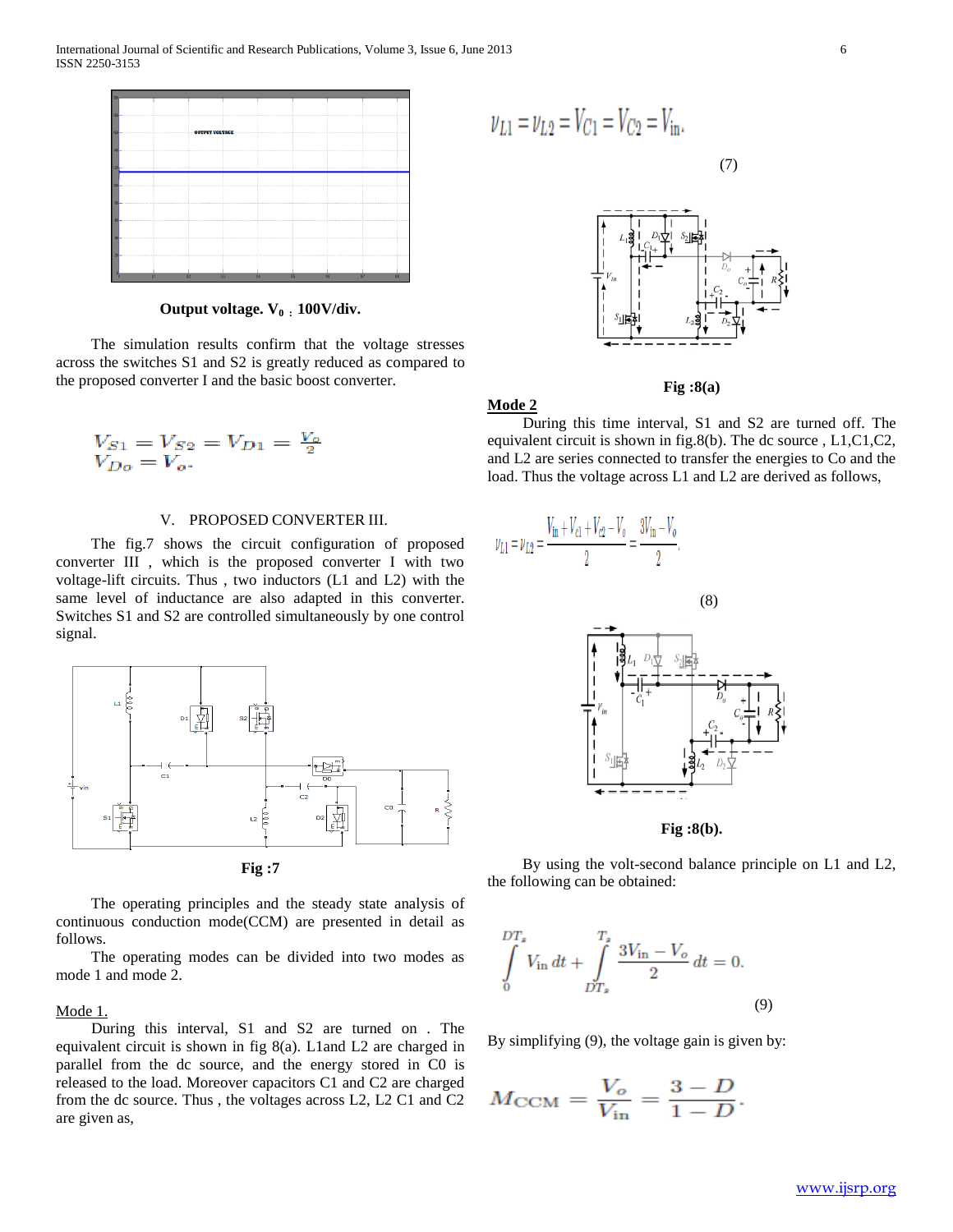Output voltage. $V_0$ : 100V/div.

The simulation results confirm that the voltage stresses across the switches S1 and S2 is greatly reduced as compared to the proposed converter I and the basic boost converter.

$$V_{S1} = V_{S2} = V_{D1} = \frac{V_o}{2}$$
$$V_{Do} = V_o.$$

## V. PROPOSED CONVERTER III.

The fig.7 shows the circuit configuration of proposed converter III , which is the proposed converter I with two voltage-lift circuits. Thus , two inductors (L1 and L2) with the same level of inductance are also adapted in this converter. Switches S1 and S2 are controlled simultaneously by one control signal.

Fig :7

The operating principles and the steady state analysis of continuous conduction mode(CCM) are presented in detail as follows.

The operating modes can be divided into two modes as mode 1 and mode 2.

Mode 1.

During this interval, S1 and S2 are turned on . The equivalent circuit is shown in fig 8(a). L1and L2 are charged in parallel from the dc source, and the energy stored in C0 is released to the load. Moreover capacitors C1 and C2 are charged from the dc source. Thus , the voltages across L2, L2 C1 and C2 are given as,

$$v_{L1} = v_{L2} = V_{C1} = V_{C2} = V_{in}. \tag{7}$$

Fig :8(a)

**Mode 2**

During this time interval, S1 and S2 are turned off. The equivalent circuit is shown in fig.8(b). The dc source , L1,C1,C2, and L2 are series connected to transfer the energies to Co and the load. Thus the voltage across L1 and L2 are derived as follows,

$$v_{L1} = v_{L2} = \frac{V_{in} + V_{c1} + V_{c2} - V_0}{2} = \frac{3V_{in} - V_0}{2}. \tag{8}$$

Fig :8(b).

By using the volt-second balance principle on L1 and L2, the following can be obtained:

$$\int_0^{DT_s} V_{in}\, dt + \int_{DT_s}^{T_s} \frac{3V_{in} - V_o}{2}\, dt = 0. \tag{9}$$

By simplifying (9), the voltage gain is given by:

$$M_{CCM} = \frac{V_o}{V_{in}} = \frac{3 - D}{1 - D}.$$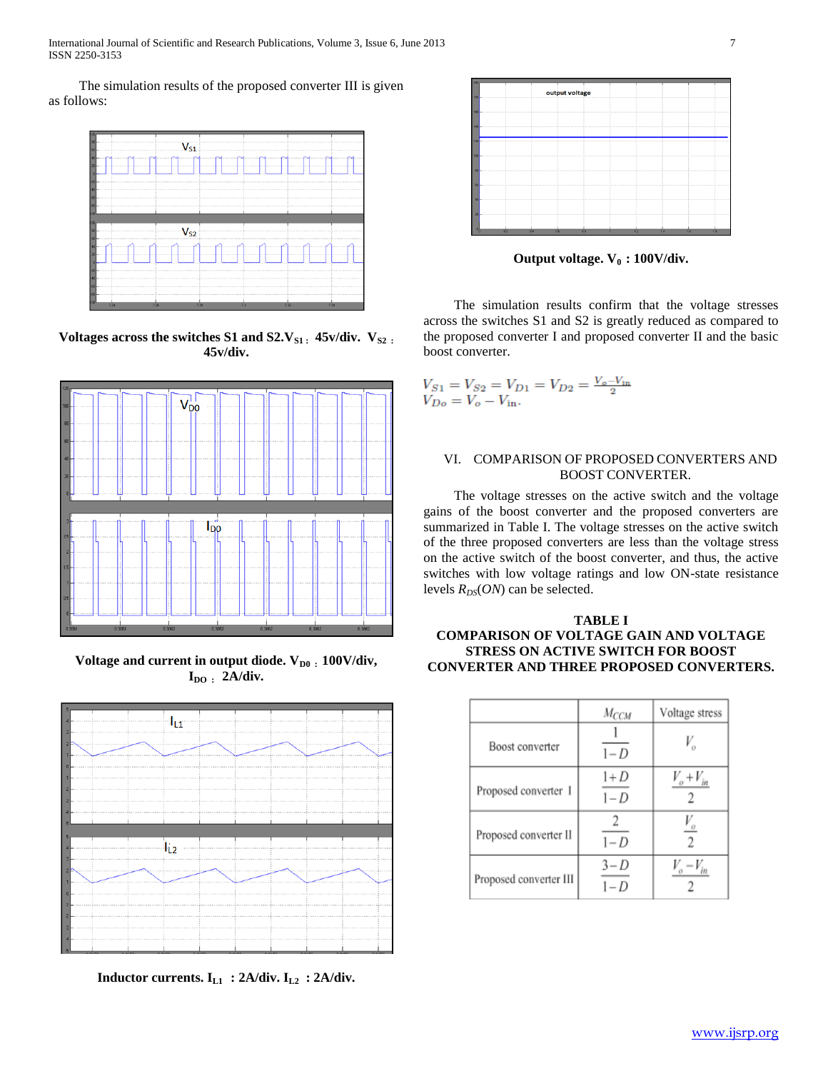The simulation results of the proposed converter III is given as follows:

Voltages across the switches S1 and S2. $V_{S1}$ : 45v/div. $V_{S2}$ : 45v/div.

Voltage and current in output diode. $V_{D0}$ : 100V/div, $I_{DO}$ : 2A/div.

Inductor currents. $I_{L1}$ : 2A/div. $I_{L2}$ : 2A/div.

**Output voltage. $V_0$ : 100V/div.**

The simulation results confirm that the voltage stresses across the switches S1 and S2 is greatly reduced as compared to the proposed converter I and proposed converter II and the basic boost converter.

$$V_{S1} = V_{S2} = V_{D1} = V_{D2} = \frac{V_o - V_{in}}{2}$$
$$V_{Do} = V_o - V_{in}.$$

## VI. COMPARISON OF PROPOSED CONVERTERS AND BOOST CONVERTER.

The voltage stresses on the active switch and the voltage gains of the boost converter and the proposed converters are summarized in Table I. The voltage stresses on the active switch of the three proposed converters are less than the voltage stress on the active switch of the boost converter, and thus, the active switches with low voltage ratings and low ON-state resistance levels $R_{DS}(ON)$ can be selected.

**TABLE I**
**COMPARISON OF VOLTAGE GAIN AND VOLTAGE STRESS ON ACTIVE SWITCH FOR BOOST CONVERTER AND THREE PROPOSED CONVERTERS.**

| | $M_{CCM}$ | Voltage stress |
|---|---|---|
| Boost converter | $\frac{1}{1-D}$ | $V_o$ |
| Proposed converter I | $\frac{1+D}{1-D}$ | $\frac{V_o + V_{in}}{2}$ |
| Proposed converter II | $\frac{2}{1-D}$ | $\frac{V_o}{2}$ |
| Proposed converter III | $\frac{3-D}{1-D}$ | $\frac{V_o - V_{in}}{2}$ |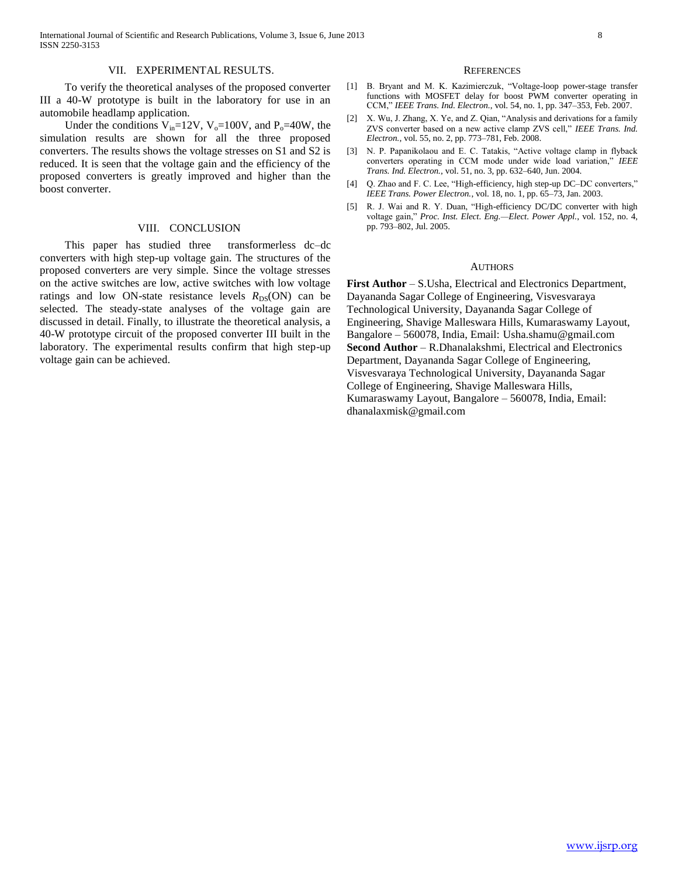## VII. EXPERIMENTAL RESULTS.

To verify the theoretical analyses of the proposed converter III a 40-W prototype is built in the laboratory for use in an automobile headlamp application.

Under the conditions $V_{in}$=12V, $V_o$=100V, and $P_o$=40W, the simulation results are shown for all the three proposed converters. The results shows the voltage stresses on S1 and S2 is reduced. It is seen that the voltage gain and the efficiency of the proposed converters is greatly improved and higher than the boost converter.

## VIII. CONCLUSION

This paper has studied three transformerless dc–dc converters with high step-up voltage gain. The structures of the proposed converters are very simple. Since the voltage stresses on the active switches are low, active switches with low voltage ratings and low ON-state resistance levels $R_{DS}$(ON) can be selected. The steady-state analyses of the voltage gain are discussed in detail. Finally, to illustrate the theoretical analysis, a 40-W prototype circuit of the proposed converter III built in the laboratory. The experimental results confirm that high step-up voltage gain can be achieved.

## REFERENCES

[1] B. Bryant and M. K. Kazimierczuk, "Voltage-loop power-stage transfer functions with MOSFET delay for boost PWM converter operating in CCM," *IEEE Trans. Ind. Electron.*, vol. 54, no. 1, pp. 347–353, Feb. 2007.

[2] X. Wu, J. Zhang, X. Ye, and Z. Qian, "Analysis and derivations for a family ZVS converter based on a new active clamp ZVS cell," *IEEE Trans. Ind. Electron.*, vol. 55, no. 2, pp. 773–781, Feb. 2008.

[3] N. P. Papanikolaou and E. C. Tatakis, "Active voltage clamp in flyback converters operating in CCM mode under wide load variation," *IEEE Trans. Ind. Electron.*, vol. 51, no. 3, pp. 632–640, Jun. 2004.

[4] Q. Zhao and F. C. Lee, "High-efficiency, high step-up DC–DC converters," *IEEE Trans. Power Electron.*, vol. 18, no. 1, pp. 65–73, Jan. 2003.

[5] R. J. Wai and R. Y. Duan, "High-efficiency DC/DC converter with high voltage gain," *Proc. Inst. Elect. Eng.—Elect. Power Appl.*, vol. 152, no. 4, pp. 793–802, Jul. 2005.

## AUTHORS

**First Author** – S.Usha, Electrical and Electronics Department, Dayananda Sagar College of Engineering, Visvesvaraya Technological University, Dayananda Sagar College of Engineering, Shavige Malleswara Hills, Kumaraswamy Layout, Bangalore – 560078, India, Email: Usha.shamu@gmail.com

**Second Author** – R.Dhanalakshmi, Electrical and Electronics Department, Dayananda Sagar College of Engineering, Visvesvaraya Technological University, Dayananda Sagar College of Engineering, Shavige Malleswara Hills, Kumaraswamy Layout, Bangalore – 560078, India, Email: dhanalaxmisk@gmail.com